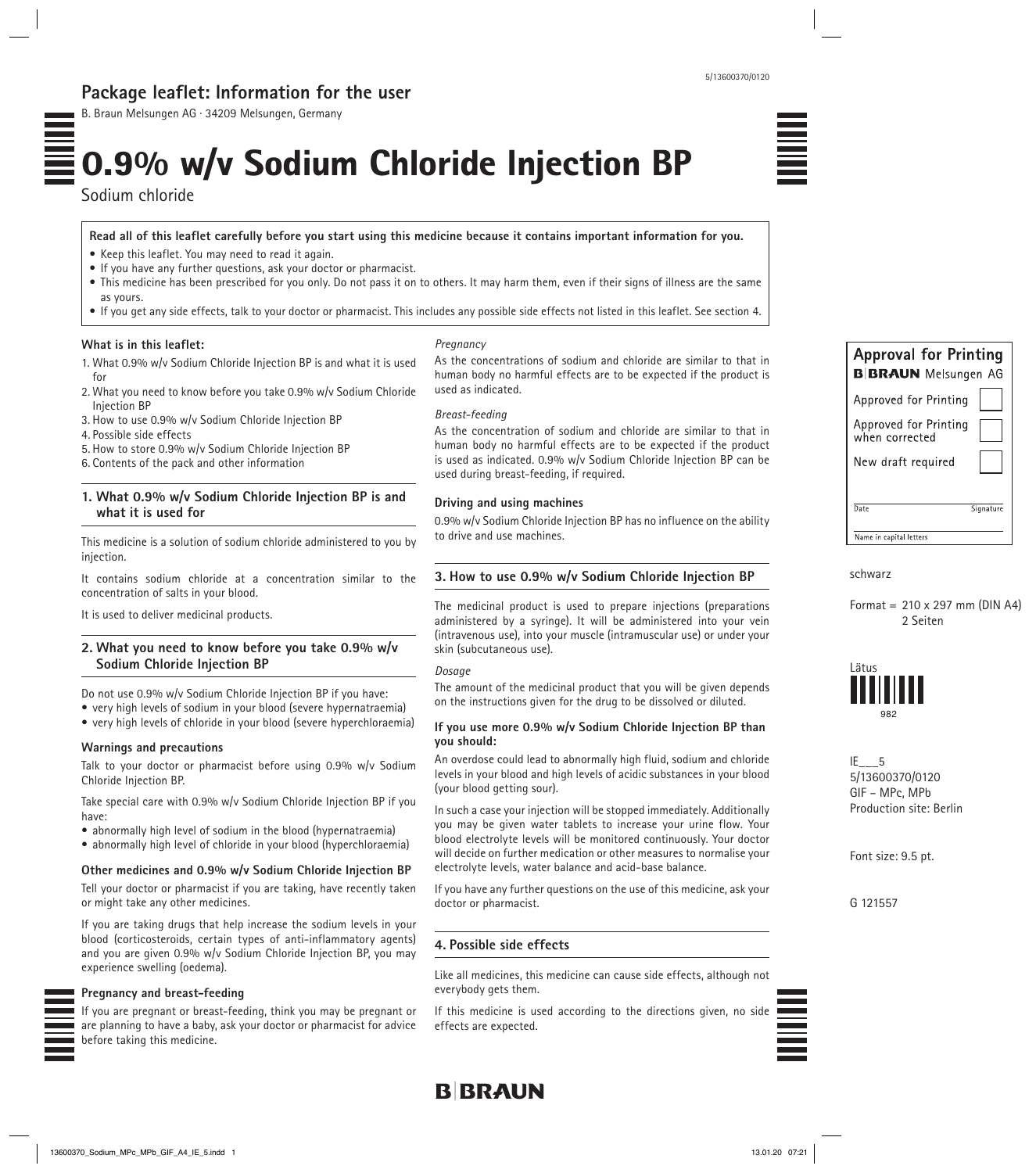## Package leaflet: Information for the user

B. Braun Melsungen AG · 34209 Melsungen, Germany

# 0.9% w/v Sodium Chloride Injection BP

Sodium chloride

**Read all of this leaflet carefully before you start using this medicine because it contains important information for you.**

- Keep this leaflet. You may need to read it again.
- If you have any further questions, ask your doctor or pharmacist.
- This medicine has been prescribed for you only. Do not pass it on to others. It may harm them, even if their signs of illness are the same as yours.
- If you get any side effects, talk to your doctor or pharmacist. This includes any possible side effects not listed in this leaflet. See section 4.

**What is in this leaflet:**

1. What 0.9% w/v Sodium Chloride Injection BP is and what it is used for
2. What you need to know before you take 0.9% w/v Sodium Chloride Injection BP
3. How to use 0.9% w/v Sodium Chloride Injection BP
4. Possible side effects
5. How to store 0.9% w/v Sodium Chloride Injection BP
6. Contents of the pack and other information

### 1. What 0.9% w/v Sodium Chloride Injection BP is and what it is used for

This medicine is a solution of sodium chloride administered to you by injection.

It contains sodium chloride at a concentration similar to the concentration of salts in your blood.

It is used to deliver medicinal products.

### 2. What you need to know before you take 0.9% w/v Sodium Chloride Injection BP

Do not use 0.9% w/v Sodium Chloride Injection BP if you have:

- very high levels of sodium in your blood (severe hypernatraemia)
- very high levels of chloride in your blood (severe hyperchloraemia)

**Warnings and precautions**

Talk to your doctor or pharmacist before using 0.9% w/v Sodium Chloride Injection BP.

Take special care with 0.9% w/v Sodium Chloride Injection BP if you have:

- abnormally high level of sodium in the blood (hypernatraemia)
- abnormally high level of chloride in your blood (hyperchloraemia)

**Other medicines and 0.9% w/v Sodium Chloride Injection BP**

Tell your doctor or pharmacist if you are taking, have recently taken or might take any other medicines.

If you are taking drugs that help increase the sodium levels in your blood (corticosteroids, certain types of anti-inflammatory agents) and you are given 0.9% w/v Sodium Chloride Injection BP, you may experience swelling (oedema).

**Pregnancy and breast-feeding**

If you are pregnant or breast-feeding, think you may be pregnant or are planning to have a baby, ask your doctor or pharmacist for advice before taking this medicine.

*Pregnancy*

As the concentrations of sodium and chloride are similar to that in human body no harmful effects are to be expected if the product is used as indicated.

*Breast-feeding*

As the concentration of sodium and chloride are similar to that in human body no harmful effects are to be expected if the product is used as indicated. 0.9% w/v Sodium Chloride Injection BP can be used during breast-feeding, if required.

**Driving and using machines**

0.9% w/v Sodium Chloride Injection BP has no influence on the ability to drive and use machines.

### 3. How to use 0.9% w/v Sodium Chloride Injection BP

The medicinal product is used to prepare injections (preparations administered by a syringe). It will be administered into your vein (intravenous use), into your muscle (intramuscular use) or under your skin (subcutaneous use).

*Dosage*

The amount of the medicinal product that you will be given depends on the instructions given for the drug to be dissolved or diluted.

**If you use more 0.9% w/v Sodium Chloride Injection BP than you should:**

An overdose could lead to abnormally high fluid, sodium and chloride levels in your blood and high levels of acidic substances in your blood (your blood getting sour).

In such a case your injection will be stopped immediately. Additionally you may be given water tablets to increase your urine flow. Your blood electrolyte levels will be monitored continuously. Your doctor will decide on further medication or other measures to normalise your electrolyte levels, water balance and acid-base balance.

If you have any further questions on the use of this medicine, ask your doctor or pharmacist.

### 4. Possible side effects

Like all medicines, this medicine can cause side effects, although not everybody gets them.

If this medicine is used according to the directions given, no side effects are expected.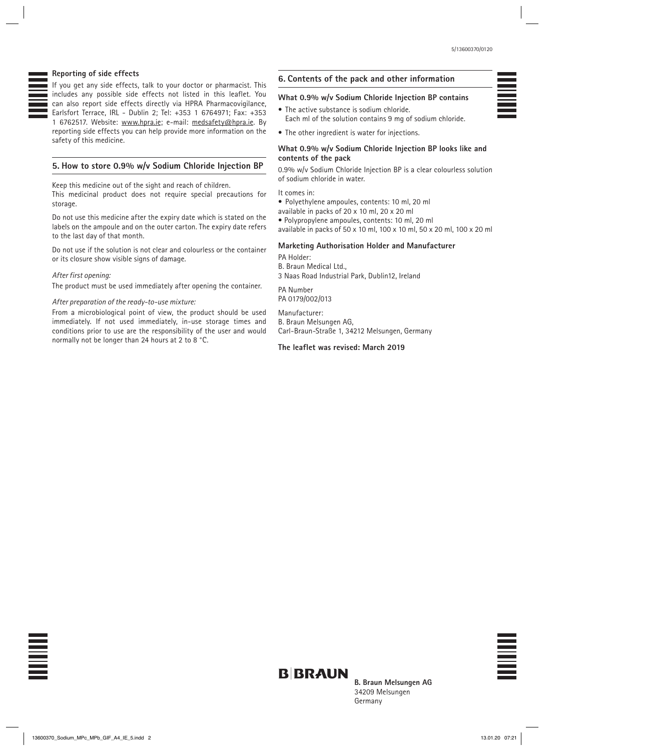### Reporting of side effects

If you get any side effects, talk to your doctor or pharmacist. This includes any possible side effects not listed in this leaflet. You can also report side effects directly via HPRA Pharmacovigilance, Earlsfort Terrace, IRL - Dublin 2; Tel: +353 1 6764971; Fax: +353 1 6762517. Website: www.hpra.ie; e-mail: medsafety@hpra.ie. By reporting side effects you can help provide more information on the safety of this medicine.

## 5. How to store 0.9% w/v Sodium Chloride Injection BP

Keep this medicine out of the sight and reach of children.
This medicinal product does not require special precautions for storage.

Do not use this medicine after the expiry date which is stated on the labels on the ampoule and on the outer carton. The expiry date refers to the last day of that month.

Do not use if the solution is not clear and colourless or the container or its closure show visible signs of damage.

*After first opening:*

The product must be used immediately after opening the container.

*After preparation of the ready-to-use mixture:*

From a microbiological point of view, the product should be used immediately. If not used immediately, in-use storage times and conditions prior to use are the responsibility of the user and would normally not be longer than 24 hours at 2 to 8 °C.

## 6. Contents of the pack and other information

### What 0.9% w/v Sodium Chloride Injection BP contains

- The active substance is sodium chloride.
  Each ml of the solution contains 9 mg of sodium chloride.
- The other ingredient is water for injections.

### What 0.9% w/v Sodium Chloride Injection BP looks like and contents of the pack

0.9% w/v Sodium Chloride Injection BP is a clear colourless solution of sodium chloride in water.

It comes in:

- Polyethylene ampoules, contents: 10 ml, 20 ml
  available in packs of 20 x 10 ml, 20 x 20 ml
- Polypropylene ampoules, contents: 10 ml, 20 ml
  available in packs of 50 x 10 ml, 100 x 10 ml, 50 x 20 ml, 100 x 20 ml

### Marketing Authorisation Holder and Manufacturer

PA Holder:
B. Braun Medical Ltd.,
3 Naas Road Industrial Park, Dublin12, Ireland

PA Number
PA 0179/002/013

Manufacturer:
B. Braun Melsungen AG,
Carl-Braun-Straße 1, 34212 Melsungen, Germany

**The leaflet was revised: March 2019**

B|BRAUN

**B. Braun Melsungen AG**
34209 Melsungen
Germany